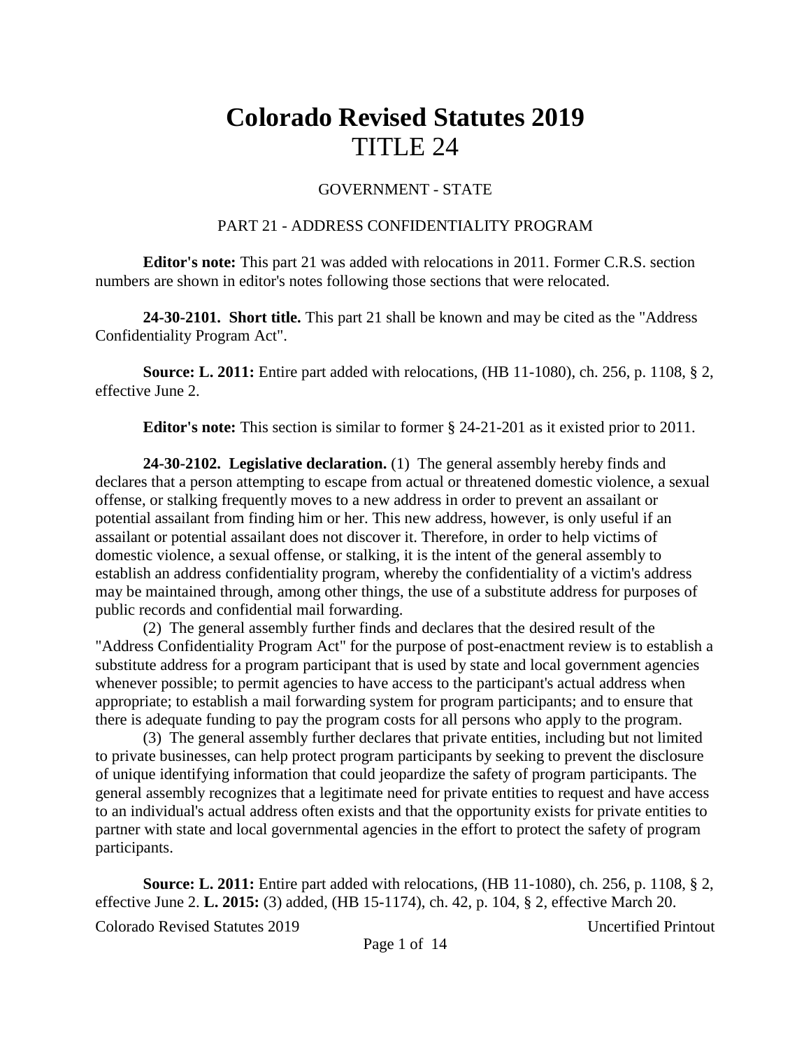# Colorado Revised Statutes 2019
# TITLE 24

GOVERNMENT - STATE

PART 21 - ADDRESS CONFIDENTIALITY PROGRAM

**Editor's note:** This part 21 was added with relocations in 2011. Former C.R.S. section numbers are shown in editor's notes following those sections that were relocated.

**24-30-2101. Short title.** This part 21 shall be known and may be cited as the "Address Confidentiality Program Act".

**Source: L. 2011:** Entire part added with relocations, (HB 11-1080), ch. 256, p. 1108, § 2, effective June 2.

**Editor's note:** This section is similar to former § 24-21-201 as it existed prior to 2011.

**24-30-2102. Legislative declaration.** (1) The general assembly hereby finds and declares that a person attempting to escape from actual or threatened domestic violence, a sexual offense, or stalking frequently moves to a new address in order to prevent an assailant or potential assailant from finding him or her. This new address, however, is only useful if an assailant or potential assailant does not discover it. Therefore, in order to help victims of domestic violence, a sexual offense, or stalking, it is the intent of the general assembly to establish an address confidentiality program, whereby the confidentiality of a victim's address may be maintained through, among other things, the use of a substitute address for purposes of public records and confidential mail forwarding.

(2) The general assembly further finds and declares that the desired result of the "Address Confidentiality Program Act" for the purpose of post-enactment review is to establish a substitute address for a program participant that is used by state and local government agencies whenever possible; to permit agencies to have access to the participant's actual address when appropriate; to establish a mail forwarding system for program participants; and to ensure that there is adequate funding to pay the program costs for all persons who apply to the program.

(3) The general assembly further declares that private entities, including but not limited to private businesses, can help protect program participants by seeking to prevent the disclosure of unique identifying information that could jeopardize the safety of program participants. The general assembly recognizes that a legitimate need for private entities to request and have access to an individual's actual address often exists and that the opportunity exists for private entities to partner with state and local governmental agencies in the effort to protect the safety of program participants.

**Source: L. 2011:** Entire part added with relocations, (HB 11-1080), ch. 256, p. 1108, § 2, effective June 2. **L. 2015:** (3) added, (HB 15-1174), ch. 42, p. 104, § 2, effective March 20.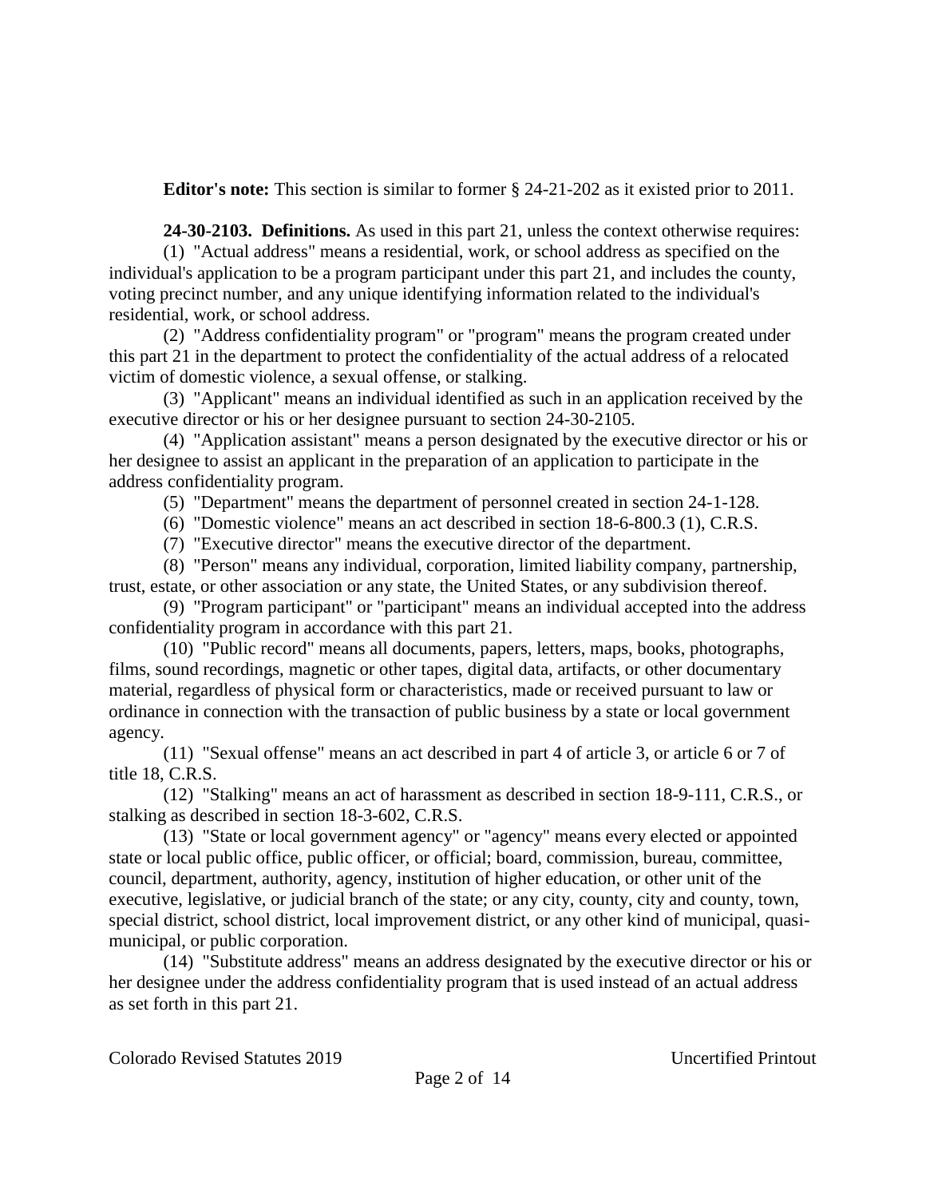**Editor's note:** This section is similar to former § 24-21-202 as it existed prior to 2011.

**24-30-2103. Definitions.** As used in this part 21, unless the context otherwise requires:

(1) "Actual address" means a residential, work, or school address as specified on the individual's application to be a program participant under this part 21, and includes the county, voting precinct number, and any unique identifying information related to the individual's residential, work, or school address.

(2) "Address confidentiality program" or "program" means the program created under this part 21 in the department to protect the confidentiality of the actual address of a relocated victim of domestic violence, a sexual offense, or stalking.

(3) "Applicant" means an individual identified as such in an application received by the executive director or his or her designee pursuant to section 24-30-2105.

(4) "Application assistant" means a person designated by the executive director or his or her designee to assist an applicant in the preparation of an application to participate in the address confidentiality program.

(5) "Department" means the department of personnel created in section 24-1-128.

(6) "Domestic violence" means an act described in section 18-6-800.3 (1), C.R.S.

(7) "Executive director" means the executive director of the department.

(8) "Person" means any individual, corporation, limited liability company, partnership, trust, estate, or other association or any state, the United States, or any subdivision thereof.

(9) "Program participant" or "participant" means an individual accepted into the address confidentiality program in accordance with this part 21.

(10) "Public record" means all documents, papers, letters, maps, books, photographs, films, sound recordings, magnetic or other tapes, digital data, artifacts, or other documentary material, regardless of physical form or characteristics, made or received pursuant to law or ordinance in connection with the transaction of public business by a state or local government agency.

(11) "Sexual offense" means an act described in part 4 of article 3, or article 6 or 7 of title 18, C.R.S.

(12) "Stalking" means an act of harassment as described in section 18-9-111, C.R.S., or stalking as described in section 18-3-602, C.R.S.

(13) "State or local government agency" or "agency" means every elected or appointed state or local public office, public officer, or official; board, commission, bureau, committee, council, department, authority, agency, institution of higher education, or other unit of the executive, legislative, or judicial branch of the state; or any city, county, city and county, town, special district, school district, local improvement district, or any other kind of municipal, quasi-municipal, or public corporation.

(14) "Substitute address" means an address designated by the executive director or his or her designee under the address confidentiality program that is used instead of an actual address as set forth in this part 21.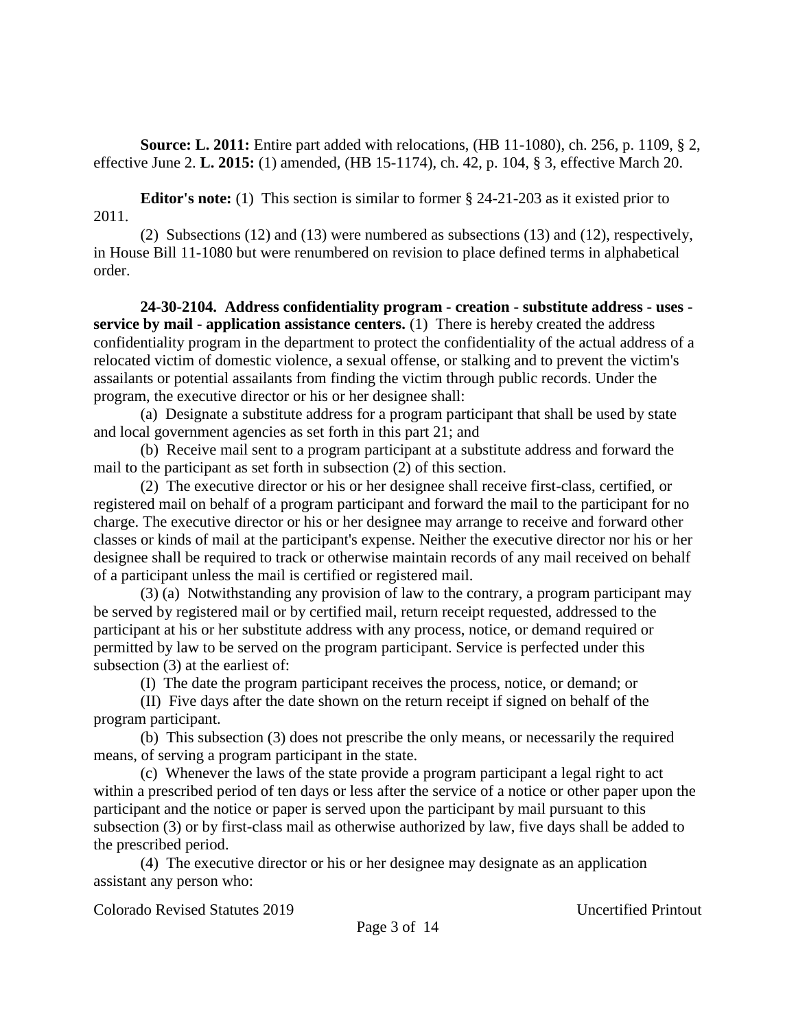**Source: L. 2011:** Entire part added with relocations, (HB 11-1080), ch. 256, p. 1109, § 2, effective June 2. **L. 2015:** (1) amended, (HB 15-1174), ch. 42, p. 104, § 3, effective March 20.

**Editor's note:** (1) This section is similar to former § 24-21-203 as it existed prior to 2011.

(2) Subsections (12) and (13) were numbered as subsections (13) and (12), respectively, in House Bill 11-1080 but were renumbered on revision to place defined terms in alphabetical order.

**24-30-2104. Address confidentiality program - creation - substitute address - uses - service by mail - application assistance centers.** (1) There is hereby created the address confidentiality program in the department to protect the confidentiality of the actual address of a relocated victim of domestic violence, a sexual offense, or stalking and to prevent the victim's assailants or potential assailants from finding the victim through public records. Under the program, the executive director or his or her designee shall:

(a) Designate a substitute address for a program participant that shall be used by state and local government agencies as set forth in this part 21; and

(b) Receive mail sent to a program participant at a substitute address and forward the mail to the participant as set forth in subsection (2) of this section.

(2) The executive director or his or her designee shall receive first-class, certified, or registered mail on behalf of a program participant and forward the mail to the participant for no charge. The executive director or his or her designee may arrange to receive and forward other classes or kinds of mail at the participant's expense. Neither the executive director nor his or her designee shall be required to track or otherwise maintain records of any mail received on behalf of a participant unless the mail is certified or registered mail.

(3) (a) Notwithstanding any provision of law to the contrary, a program participant may be served by registered mail or by certified mail, return receipt requested, addressed to the participant at his or her substitute address with any process, notice, or demand required or permitted by law to be served on the program participant. Service is perfected under this subsection (3) at the earliest of:

(I) The date the program participant receives the process, notice, or demand; or

(II) Five days after the date shown on the return receipt if signed on behalf of the program participant.

(b) This subsection (3) does not prescribe the only means, or necessarily the required means, of serving a program participant in the state.

(c) Whenever the laws of the state provide a program participant a legal right to act within a prescribed period of ten days or less after the service of a notice or other paper upon the participant and the notice or paper is served upon the participant by mail pursuant to this subsection (3) or by first-class mail as otherwise authorized by law, five days shall be added to the prescribed period.

(4) The executive director or his or her designee may designate as an application assistant any person who: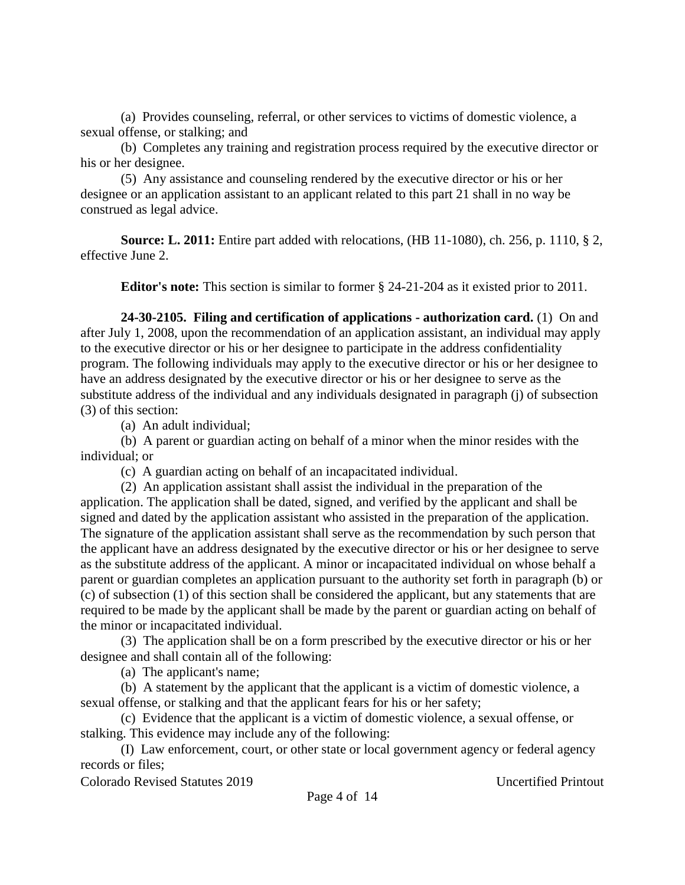(a) Provides counseling, referral, or other services to victims of domestic violence, a sexual offense, or stalking; and

(b) Completes any training and registration process required by the executive director or his or her designee.

(5) Any assistance and counseling rendered by the executive director or his or her designee or an application assistant to an applicant related to this part 21 shall in no way be construed as legal advice.

**Source: L. 2011:** Entire part added with relocations, (HB 11-1080), ch. 256, p. 1110, § 2, effective June 2.

**Editor's note:** This section is similar to former § 24-21-204 as it existed prior to 2011.

**24-30-2105. Filing and certification of applications - authorization card.** (1) On and after July 1, 2008, upon the recommendation of an application assistant, an individual may apply to the executive director or his or her designee to participate in the address confidentiality program. The following individuals may apply to the executive director or his or her designee to have an address designated by the executive director or his or her designee to serve as the substitute address of the individual and any individuals designated in paragraph (j) of subsection (3) of this section:

(a) An adult individual;

(b) A parent or guardian acting on behalf of a minor when the minor resides with the individual; or

(c) A guardian acting on behalf of an incapacitated individual.

(2) An application assistant shall assist the individual in the preparation of the application. The application shall be dated, signed, and verified by the applicant and shall be signed and dated by the application assistant who assisted in the preparation of the application. The signature of the application assistant shall serve as the recommendation by such person that the applicant have an address designated by the executive director or his or her designee to serve as the substitute address of the applicant. A minor or incapacitated individual on whose behalf a parent or guardian completes an application pursuant to the authority set forth in paragraph (b) or (c) of subsection (1) of this section shall be considered the applicant, but any statements that are required to be made by the applicant shall be made by the parent or guardian acting on behalf of the minor or incapacitated individual.

(3) The application shall be on a form prescribed by the executive director or his or her designee and shall contain all of the following:

(a) The applicant's name;

(b) A statement by the applicant that the applicant is a victim of domestic violence, a sexual offense, or stalking and that the applicant fears for his or her safety;

(c) Evidence that the applicant is a victim of domestic violence, a sexual offense, or stalking. This evidence may include any of the following:

(I) Law enforcement, court, or other state or local government agency or federal agency records or files;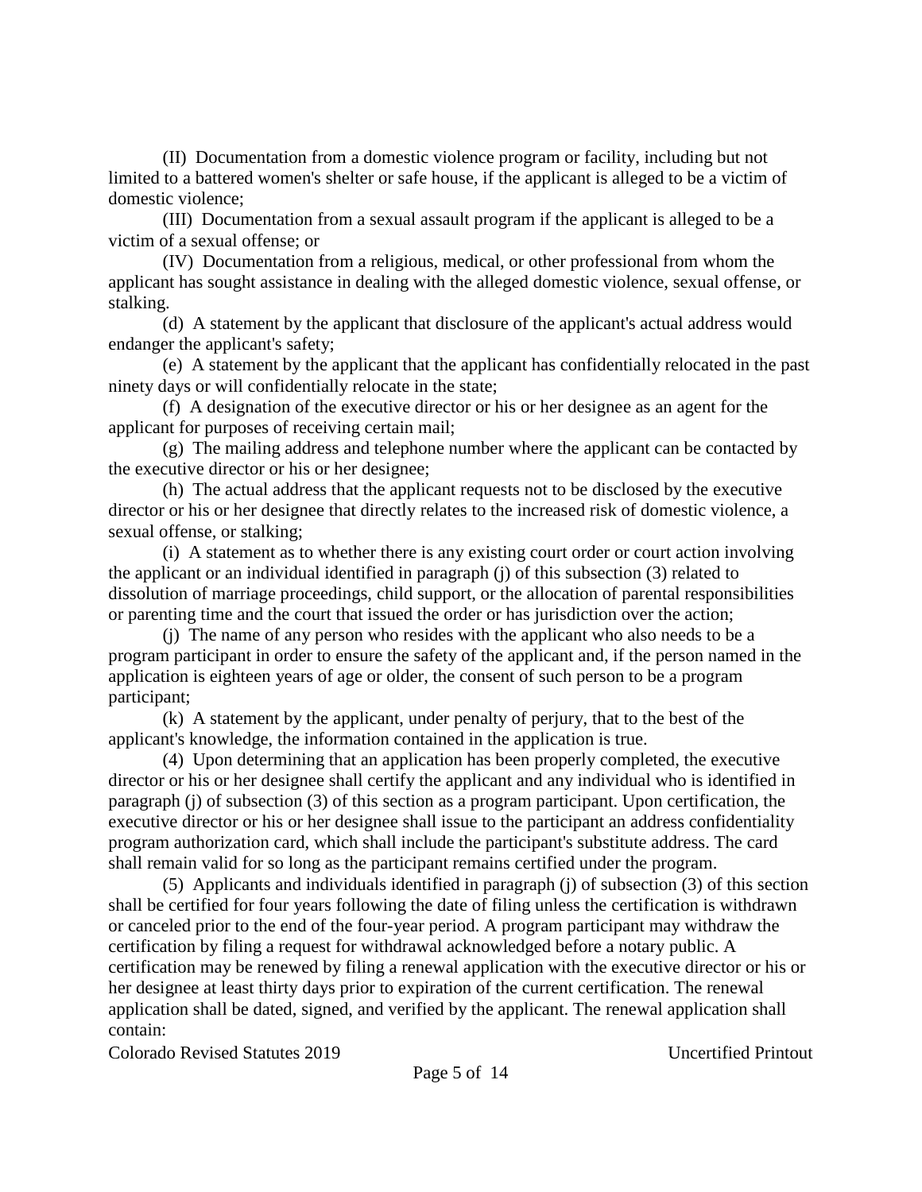(II) Documentation from a domestic violence program or facility, including but not limited to a battered women's shelter or safe house, if the applicant is alleged to be a victim of domestic violence;

(III) Documentation from a sexual assault program if the applicant is alleged to be a victim of a sexual offense; or

(IV) Documentation from a religious, medical, or other professional from whom the applicant has sought assistance in dealing with the alleged domestic violence, sexual offense, or stalking.

(d) A statement by the applicant that disclosure of the applicant's actual address would endanger the applicant's safety;

(e) A statement by the applicant that the applicant has confidentially relocated in the past ninety days or will confidentially relocate in the state;

(f) A designation of the executive director or his or her designee as an agent for the applicant for purposes of receiving certain mail;

(g) The mailing address and telephone number where the applicant can be contacted by the executive director or his or her designee;

(h) The actual address that the applicant requests not to be disclosed by the executive director or his or her designee that directly relates to the increased risk of domestic violence, a sexual offense, or stalking;

(i) A statement as to whether there is any existing court order or court action involving the applicant or an individual identified in paragraph (j) of this subsection (3) related to dissolution of marriage proceedings, child support, or the allocation of parental responsibilities or parenting time and the court that issued the order or has jurisdiction over the action;

(j) The name of any person who resides with the applicant who also needs to be a program participant in order to ensure the safety of the applicant and, if the person named in the application is eighteen years of age or older, the consent of such person to be a program participant;

(k) A statement by the applicant, under penalty of perjury, that to the best of the applicant's knowledge, the information contained in the application is true.

(4) Upon determining that an application has been properly completed, the executive director or his or her designee shall certify the applicant and any individual who is identified in paragraph (j) of subsection (3) of this section as a program participant. Upon certification, the executive director or his or her designee shall issue to the participant an address confidentiality program authorization card, which shall include the participant's substitute address. The card shall remain valid for so long as the participant remains certified under the program.

(5) Applicants and individuals identified in paragraph (j) of subsection (3) of this section shall be certified for four years following the date of filing unless the certification is withdrawn or canceled prior to the end of the four-year period. A program participant may withdraw the certification by filing a request for withdrawal acknowledged before a notary public. A certification may be renewed by filing a renewal application with the executive director or his or her designee at least thirty days prior to expiration of the current certification. The renewal application shall be dated, signed, and verified by the applicant. The renewal application shall contain: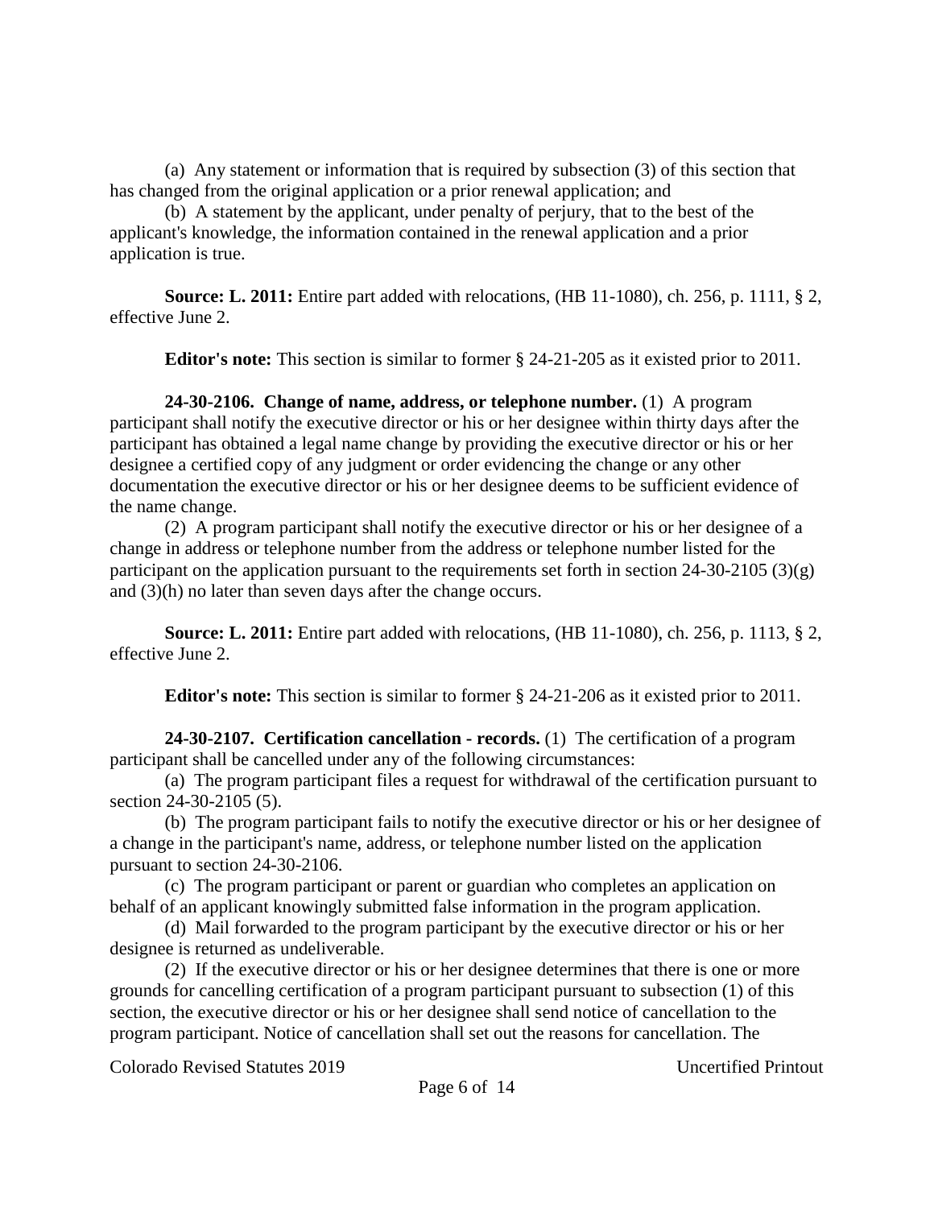(a) Any statement or information that is required by subsection (3) of this section that has changed from the original application or a prior renewal application; and

(b) A statement by the applicant, under penalty of perjury, that to the best of the applicant's knowledge, the information contained in the renewal application and a prior application is true.

**Source: L. 2011:** Entire part added with relocations, (HB 11-1080), ch. 256, p. 1111, § 2, effective June 2.

**Editor's note:** This section is similar to former § 24-21-205 as it existed prior to 2011.

**24-30-2106. Change of name, address, or telephone number.** (1) A program participant shall notify the executive director or his or her designee within thirty days after the participant has obtained a legal name change by providing the executive director or his or her designee a certified copy of any judgment or order evidencing the change or any other documentation the executive director or his or her designee deems to be sufficient evidence of the name change.

(2) A program participant shall notify the executive director or his or her designee of a change in address or telephone number from the address or telephone number listed for the participant on the application pursuant to the requirements set forth in section 24-30-2105 (3)(g) and (3)(h) no later than seven days after the change occurs.

**Source: L. 2011:** Entire part added with relocations, (HB 11-1080), ch. 256, p. 1113, § 2, effective June 2.

**Editor's note:** This section is similar to former § 24-21-206 as it existed prior to 2011.

**24-30-2107. Certification cancellation - records.** (1) The certification of a program participant shall be cancelled under any of the following circumstances:

(a) The program participant files a request for withdrawal of the certification pursuant to section 24-30-2105 (5).

(b) The program participant fails to notify the executive director or his or her designee of a change in the participant's name, address, or telephone number listed on the application pursuant to section 24-30-2106.

(c) The program participant or parent or guardian who completes an application on behalf of an applicant knowingly submitted false information in the program application.

(d) Mail forwarded to the program participant by the executive director or his or her designee is returned as undeliverable.

(2) If the executive director or his or her designee determines that there is one or more grounds for cancelling certification of a program participant pursuant to subsection (1) of this section, the executive director or his or her designee shall send notice of cancellation to the program participant. Notice of cancellation shall set out the reasons for cancellation. The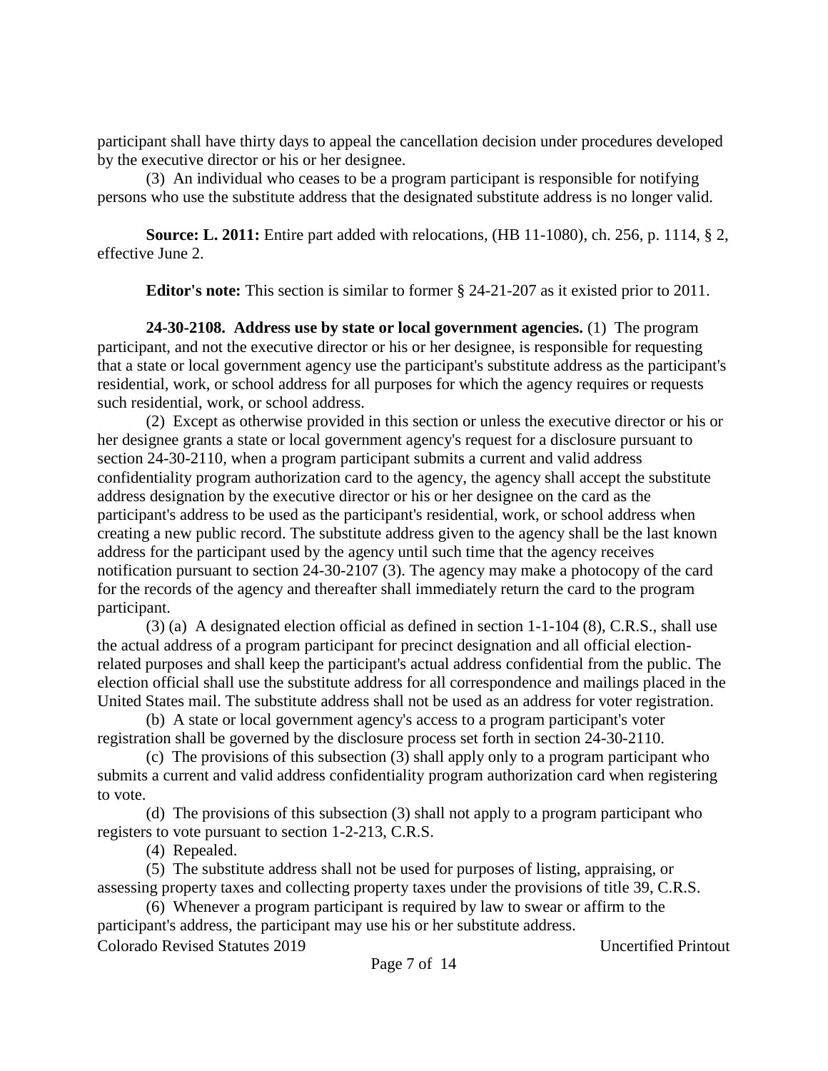participant shall have thirty days to appeal the cancellation decision under procedures developed by the executive director or his or her designee.

(3) An individual who ceases to be a program participant is responsible for notifying persons who use the substitute address that the designated substitute address is no longer valid.

**Source: L. 2011:** Entire part added with relocations, (HB 11-1080), ch. 256, p. 1114, § 2, effective June 2.

**Editor's note:** This section is similar to former § 24-21-207 as it existed prior to 2011.

**24-30-2108. Address use by state or local government agencies.** (1) The program participant, and not the executive director or his or her designee, is responsible for requesting that a state or local government agency use the participant's substitute address as the participant's residential, work, or school address for all purposes for which the agency requires or requests such residential, work, or school address.

(2) Except as otherwise provided in this section or unless the executive director or his or her designee grants a state or local government agency's request for a disclosure pursuant to section 24-30-2110, when a program participant submits a current and valid address confidentiality program authorization card to the agency, the agency shall accept the substitute address designation by the executive director or his or her designee on the card as the participant's address to be used as the participant's residential, work, or school address when creating a new public record. The substitute address given to the agency shall be the last known address for the participant used by the agency until such time that the agency receives notification pursuant to section 24-30-2107 (3). The agency may make a photocopy of the card for the records of the agency and thereafter shall immediately return the card to the program participant.

(3) (a) A designated election official as defined in section 1-1-104 (8), C.R.S., shall use the actual address of a program participant for precinct designation and all official election-related purposes and shall keep the participant's actual address confidential from the public. The election official shall use the substitute address for all correspondence and mailings placed in the United States mail. The substitute address shall not be used as an address for voter registration.

(b) A state or local government agency's access to a program participant's voter registration shall be governed by the disclosure process set forth in section 24-30-2110.

(c) The provisions of this subsection (3) shall apply only to a program participant who submits a current and valid address confidentiality program authorization card when registering to vote.

(d) The provisions of this subsection (3) shall not apply to a program participant who registers to vote pursuant to section 1-2-213, C.R.S.

(4) Repealed.

(5) The substitute address shall not be used for purposes of listing, appraising, or assessing property taxes and collecting property taxes under the provisions of title 39, C.R.S.

(6) Whenever a program participant is required by law to swear or affirm to the participant's address, the participant may use his or her substitute address.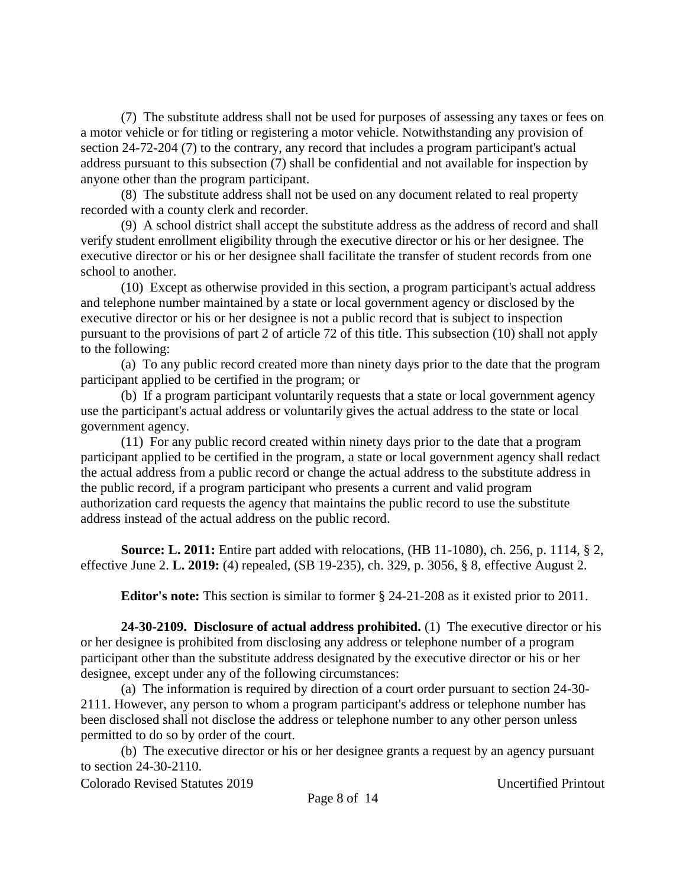(7) The substitute address shall not be used for purposes of assessing any taxes or fees on a motor vehicle or for titling or registering a motor vehicle. Notwithstanding any provision of section 24-72-204 (7) to the contrary, any record that includes a program participant's actual address pursuant to this subsection (7) shall be confidential and not available for inspection by anyone other than the program participant.

(8) The substitute address shall not be used on any document related to real property recorded with a county clerk and recorder.

(9) A school district shall accept the substitute address as the address of record and shall verify student enrollment eligibility through the executive director or his or her designee. The executive director or his or her designee shall facilitate the transfer of student records from one school to another.

(10) Except as otherwise provided in this section, a program participant's actual address and telephone number maintained by a state or local government agency or disclosed by the executive director or his or her designee is not a public record that is subject to inspection pursuant to the provisions of part 2 of article 72 of this title. This subsection (10) shall not apply to the following:

(a) To any public record created more than ninety days prior to the date that the program participant applied to be certified in the program; or

(b) If a program participant voluntarily requests that a state or local government agency use the participant's actual address or voluntarily gives the actual address to the state or local government agency.

(11) For any public record created within ninety days prior to the date that a program participant applied to be certified in the program, a state or local government agency shall redact the actual address from a public record or change the actual address to the substitute address in the public record, if a program participant who presents a current and valid program authorization card requests the agency that maintains the public record to use the substitute address instead of the actual address on the public record.

**Source: L. 2011:** Entire part added with relocations, (HB 11-1080), ch. 256, p. 1114, § 2, effective June 2. **L. 2019:** (4) repealed, (SB 19-235), ch. 329, p. 3056, § 8, effective August 2.

**Editor's note:** This section is similar to former § 24-21-208 as it existed prior to 2011.

**24-30-2109. Disclosure of actual address prohibited.** (1) The executive director or his or her designee is prohibited from disclosing any address or telephone number of a program participant other than the substitute address designated by the executive director or his or her designee, except under any of the following circumstances:

(a) The information is required by direction of a court order pursuant to section 24-30-2111. However, any person to whom a program participant's address or telephone number has been disclosed shall not disclose the address or telephone number to any other person unless permitted to do so by order of the court.

(b) The executive director or his or her designee grants a request by an agency pursuant to section 24-30-2110.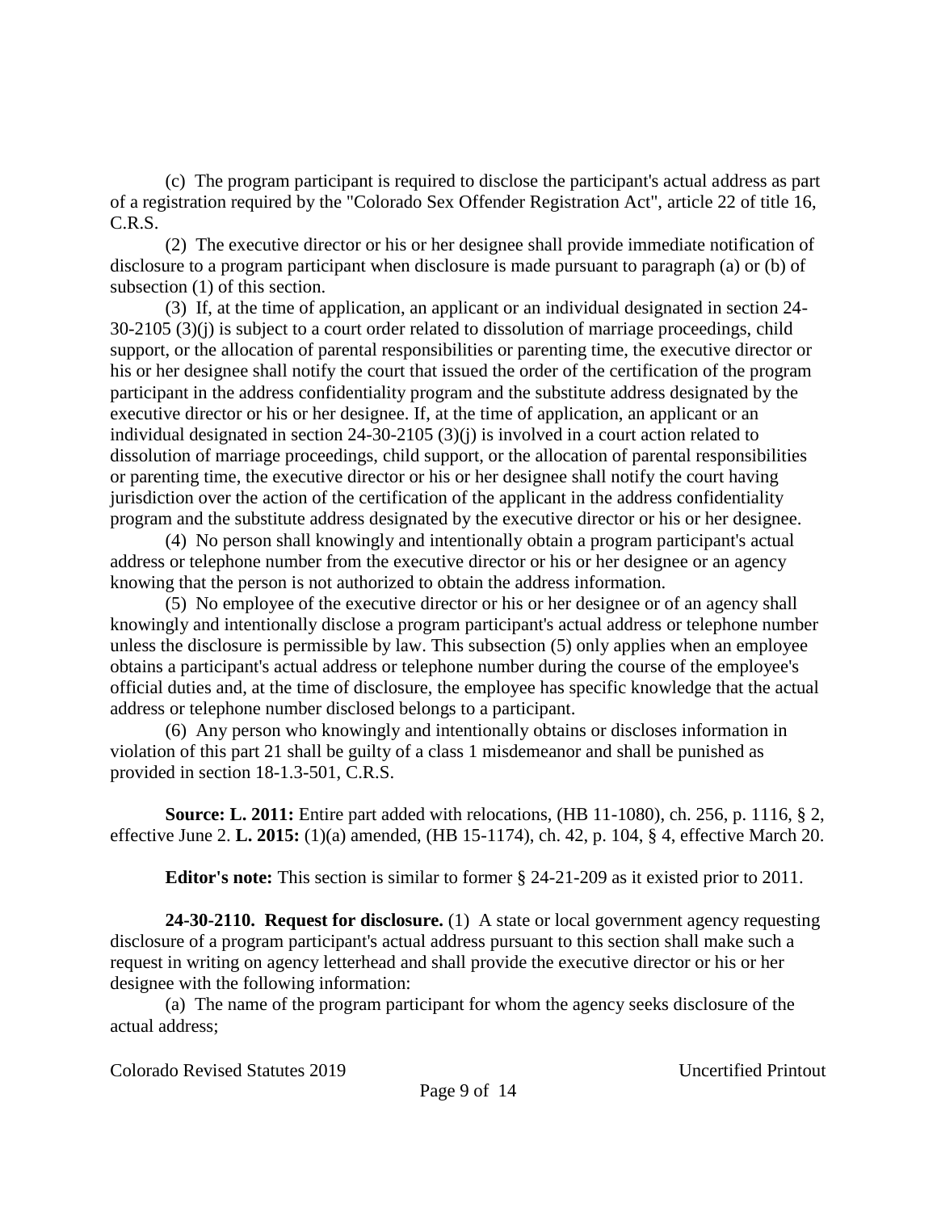(c) The program participant is required to disclose the participant's actual address as part of a registration required by the "Colorado Sex Offender Registration Act", article 22 of title 16, C.R.S.

(2) The executive director or his or her designee shall provide immediate notification of disclosure to a program participant when disclosure is made pursuant to paragraph (a) or (b) of subsection (1) of this section.

(3) If, at the time of application, an applicant or an individual designated in section 24-30-2105 (3)(j) is subject to a court order related to dissolution of marriage proceedings, child support, or the allocation of parental responsibilities or parenting time, the executive director or his or her designee shall notify the court that issued the order of the certification of the program participant in the address confidentiality program and the substitute address designated by the executive director or his or her designee. If, at the time of application, an applicant or an individual designated in section 24-30-2105 (3)(j) is involved in a court action related to dissolution of marriage proceedings, child support, or the allocation of parental responsibilities or parenting time, the executive director or his or her designee shall notify the court having jurisdiction over the action of the certification of the applicant in the address confidentiality program and the substitute address designated by the executive director or his or her designee.

(4) No person shall knowingly and intentionally obtain a program participant's actual address or telephone number from the executive director or his or her designee or an agency knowing that the person is not authorized to obtain the address information.

(5) No employee of the executive director or his or her designee or of an agency shall knowingly and intentionally disclose a program participant's actual address or telephone number unless the disclosure is permissible by law. This subsection (5) only applies when an employee obtains a participant's actual address or telephone number during the course of the employee's official duties and, at the time of disclosure, the employee has specific knowledge that the actual address or telephone number disclosed belongs to a participant.

(6) Any person who knowingly and intentionally obtains or discloses information in violation of this part 21 shall be guilty of a class 1 misdemeanor and shall be punished as provided in section 18-1.3-501, C.R.S.

**Source: L. 2011:** Entire part added with relocations, (HB 11-1080), ch. 256, p. 1116, § 2, effective June 2. **L. 2015:** (1)(a) amended, (HB 15-1174), ch. 42, p. 104, § 4, effective March 20.

**Editor's note:** This section is similar to former § 24-21-209 as it existed prior to 2011.

**24-30-2110. Request for disclosure.** (1) A state or local government agency requesting disclosure of a program participant's actual address pursuant to this section shall make such a request in writing on agency letterhead and shall provide the executive director or his or her designee with the following information:

(a) The name of the program participant for whom the agency seeks disclosure of the actual address;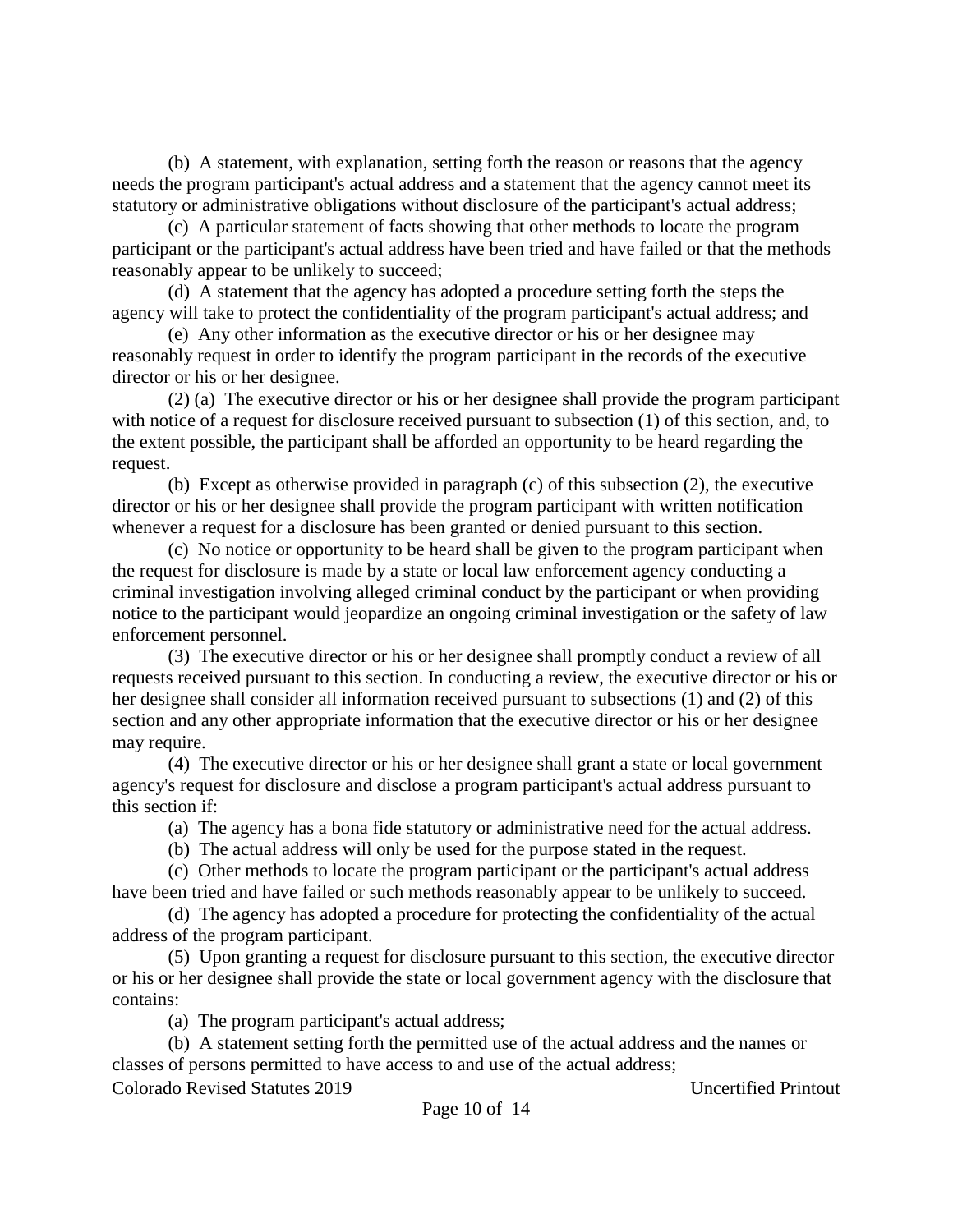(b) A statement, with explanation, setting forth the reason or reasons that the agency needs the program participant's actual address and a statement that the agency cannot meet its statutory or administrative obligations without disclosure of the participant's actual address;

(c) A particular statement of facts showing that other methods to locate the program participant or the participant's actual address have been tried and have failed or that the methods reasonably appear to be unlikely to succeed;

(d) A statement that the agency has adopted a procedure setting forth the steps the agency will take to protect the confidentiality of the program participant's actual address; and

(e) Any other information as the executive director or his or her designee may reasonably request in order to identify the program participant in the records of the executive director or his or her designee.

(2) (a) The executive director or his or her designee shall provide the program participant with notice of a request for disclosure received pursuant to subsection (1) of this section, and, to the extent possible, the participant shall be afforded an opportunity to be heard regarding the request.

(b) Except as otherwise provided in paragraph (c) of this subsection (2), the executive director or his or her designee shall provide the program participant with written notification whenever a request for a disclosure has been granted or denied pursuant to this section.

(c) No notice or opportunity to be heard shall be given to the program participant when the request for disclosure is made by a state or local law enforcement agency conducting a criminal investigation involving alleged criminal conduct by the participant or when providing notice to the participant would jeopardize an ongoing criminal investigation or the safety of law enforcement personnel.

(3) The executive director or his or her designee shall promptly conduct a review of all requests received pursuant to this section. In conducting a review, the executive director or his or her designee shall consider all information received pursuant to subsections (1) and (2) of this section and any other appropriate information that the executive director or his or her designee may require.

(4) The executive director or his or her designee shall grant a state or local government agency's request for disclosure and disclose a program participant's actual address pursuant to this section if:

(a) The agency has a bona fide statutory or administrative need for the actual address.

(b) The actual address will only be used for the purpose stated in the request.

(c) Other methods to locate the program participant or the participant's actual address have been tried and have failed or such methods reasonably appear to be unlikely to succeed.

(d) The agency has adopted a procedure for protecting the confidentiality of the actual address of the program participant.

(5) Upon granting a request for disclosure pursuant to this section, the executive director or his or her designee shall provide the state or local government agency with the disclosure that contains:

(a) The program participant's actual address;

(b) A statement setting forth the permitted use of the actual address and the names or classes of persons permitted to have access to and use of the actual address;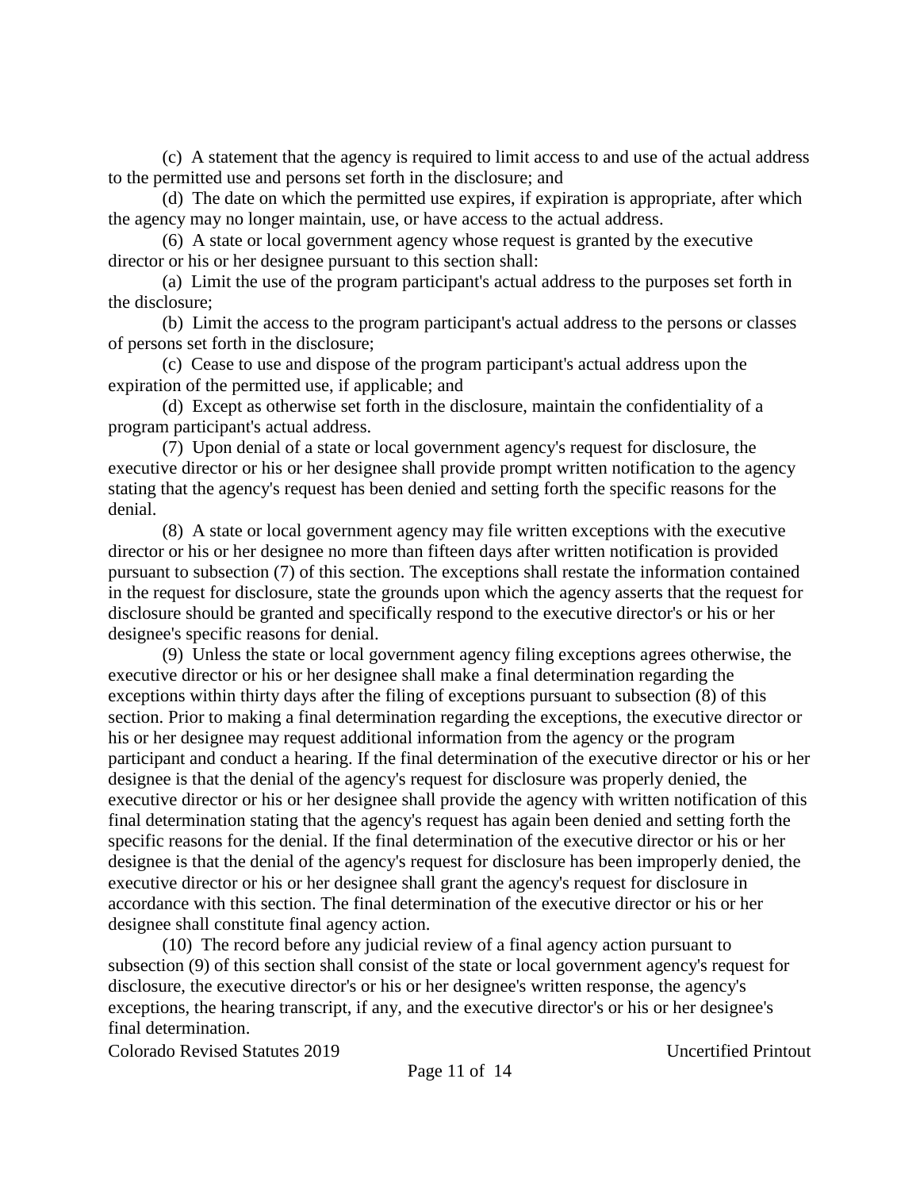(c) A statement that the agency is required to limit access to and use of the actual address to the permitted use and persons set forth in the disclosure; and

(d) The date on which the permitted use expires, if expiration is appropriate, after which the agency may no longer maintain, use, or have access to the actual address.

(6) A state or local government agency whose request is granted by the executive director or his or her designee pursuant to this section shall:

(a) Limit the use of the program participant's actual address to the purposes set forth in the disclosure;

(b) Limit the access to the program participant's actual address to the persons or classes of persons set forth in the disclosure;

(c) Cease to use and dispose of the program participant's actual address upon the expiration of the permitted use, if applicable; and

(d) Except as otherwise set forth in the disclosure, maintain the confidentiality of a program participant's actual address.

(7) Upon denial of a state or local government agency's request for disclosure, the executive director or his or her designee shall provide prompt written notification to the agency stating that the agency's request has been denied and setting forth the specific reasons for the denial.

(8) A state or local government agency may file written exceptions with the executive director or his or her designee no more than fifteen days after written notification is provided pursuant to subsection (7) of this section. The exceptions shall restate the information contained in the request for disclosure, state the grounds upon which the agency asserts that the request for disclosure should be granted and specifically respond to the executive director's or his or her designee's specific reasons for denial.

(9) Unless the state or local government agency filing exceptions agrees otherwise, the executive director or his or her designee shall make a final determination regarding the exceptions within thirty days after the filing of exceptions pursuant to subsection (8) of this section. Prior to making a final determination regarding the exceptions, the executive director or his or her designee may request additional information from the agency or the program participant and conduct a hearing. If the final determination of the executive director or his or her designee is that the denial of the agency's request for disclosure was properly denied, the executive director or his or her designee shall provide the agency with written notification of this final determination stating that the agency's request has again been denied and setting forth the specific reasons for the denial. If the final determination of the executive director or his or her designee is that the denial of the agency's request for disclosure has been improperly denied, the executive director or his or her designee shall grant the agency's request for disclosure in accordance with this section. The final determination of the executive director or his or her designee shall constitute final agency action.

(10) The record before any judicial review of a final agency action pursuant to subsection (9) of this section shall consist of the state or local government agency's request for disclosure, the executive director's or his or her designee's written response, the agency's exceptions, the hearing transcript, if any, and the executive director's or his or her designee's final determination.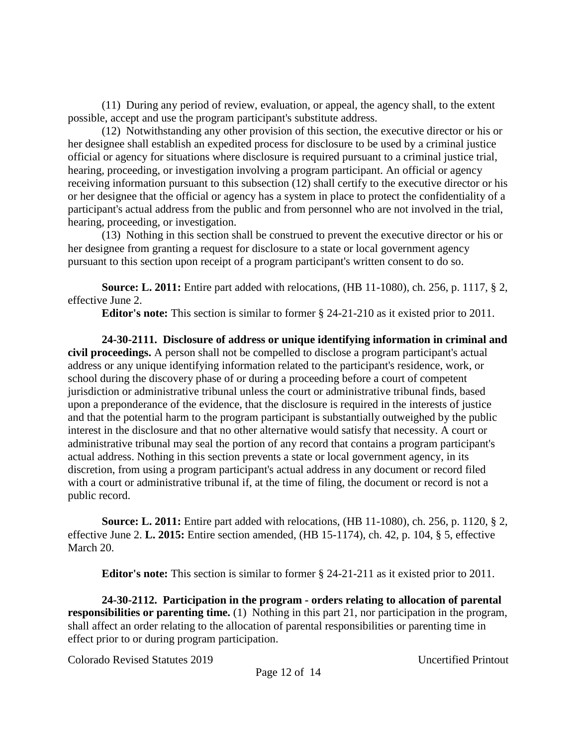(11) During any period of review, evaluation, or appeal, the agency shall, to the extent possible, accept and use the program participant's substitute address.

(12) Notwithstanding any other provision of this section, the executive director or his or her designee shall establish an expedited process for disclosure to be used by a criminal justice official or agency for situations where disclosure is required pursuant to a criminal justice trial, hearing, proceeding, or investigation involving a program participant. An official or agency receiving information pursuant to this subsection (12) shall certify to the executive director or his or her designee that the official or agency has a system in place to protect the confidentiality of a participant's actual address from the public and from personnel who are not involved in the trial, hearing, proceeding, or investigation.

(13) Nothing in this section shall be construed to prevent the executive director or his or her designee from granting a request for disclosure to a state or local government agency pursuant to this section upon receipt of a program participant's written consent to do so.

**Source: L. 2011:** Entire part added with relocations, (HB 11-1080), ch. 256, p. 1117, § 2, effective June 2.

**Editor's note:** This section is similar to former § 24-21-210 as it existed prior to 2011.

**24-30-2111. Disclosure of address or unique identifying information in criminal and civil proceedings.** A person shall not be compelled to disclose a program participant's actual address or any unique identifying information related to the participant's residence, work, or school during the discovery phase of or during a proceeding before a court of competent jurisdiction or administrative tribunal unless the court or administrative tribunal finds, based upon a preponderance of the evidence, that the disclosure is required in the interests of justice and that the potential harm to the program participant is substantially outweighed by the public interest in the disclosure and that no other alternative would satisfy that necessity. A court or administrative tribunal may seal the portion of any record that contains a program participant's actual address. Nothing in this section prevents a state or local government agency, in its discretion, from using a program participant's actual address in any document or record filed with a court or administrative tribunal if, at the time of filing, the document or record is not a public record.

**Source: L. 2011:** Entire part added with relocations, (HB 11-1080), ch. 256, p. 1120, § 2, effective June 2. **L. 2015:** Entire section amended, (HB 15-1174), ch. 42, p. 104, § 5, effective March 20.

**Editor's note:** This section is similar to former § 24-21-211 as it existed prior to 2011.

**24-30-2112. Participation in the program - orders relating to allocation of parental responsibilities or parenting time.** (1) Nothing in this part 21, nor participation in the program, shall affect an order relating to the allocation of parental responsibilities or parenting time in effect prior to or during program participation.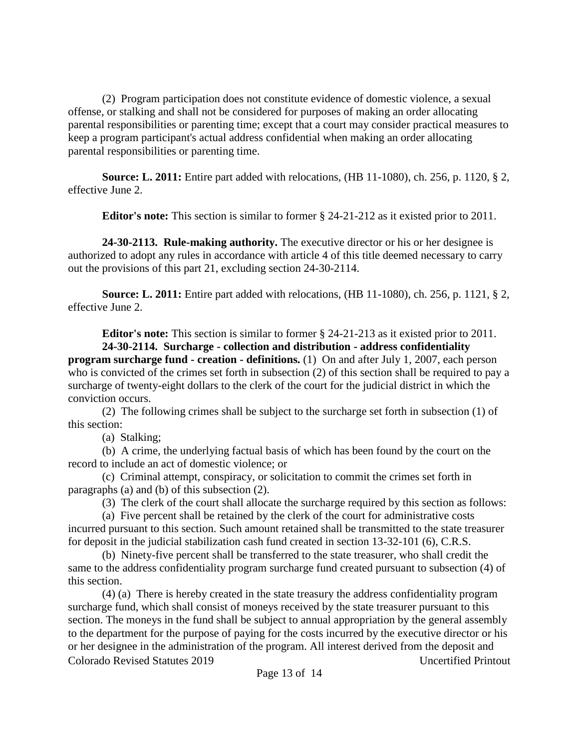(2) Program participation does not constitute evidence of domestic violence, a sexual offense, or stalking and shall not be considered for purposes of making an order allocating parental responsibilities or parenting time; except that a court may consider practical measures to keep a program participant's actual address confidential when making an order allocating parental responsibilities or parenting time.

**Source: L. 2011:** Entire part added with relocations, (HB 11-1080), ch. 256, p. 1120, § 2, effective June 2.

**Editor's note:** This section is similar to former § 24-21-212 as it existed prior to 2011.

**24-30-2113. Rule-making authority.** The executive director or his or her designee is authorized to adopt any rules in accordance with article 4 of this title deemed necessary to carry out the provisions of this part 21, excluding section 24-30-2114.

**Source: L. 2011:** Entire part added with relocations, (HB 11-1080), ch. 256, p. 1121, § 2, effective June 2.

**Editor's note:** This section is similar to former § 24-21-213 as it existed prior to 2011.

**24-30-2114. Surcharge - collection and distribution - address confidentiality program surcharge fund - creation - definitions.** (1) On and after July 1, 2007, each person who is convicted of the crimes set forth in subsection (2) of this section shall be required to pay a surcharge of twenty-eight dollars to the clerk of the court for the judicial district in which the conviction occurs.

(2) The following crimes shall be subject to the surcharge set forth in subsection (1) of this section:

(a) Stalking;

(b) A crime, the underlying factual basis of which has been found by the court on the record to include an act of domestic violence; or

(c) Criminal attempt, conspiracy, or solicitation to commit the crimes set forth in paragraphs (a) and (b) of this subsection (2).

(3) The clerk of the court shall allocate the surcharge required by this section as follows:

(a) Five percent shall be retained by the clerk of the court for administrative costs incurred pursuant to this section. Such amount retained shall be transmitted to the state treasurer for deposit in the judicial stabilization cash fund created in section 13-32-101 (6), C.R.S.

(b) Ninety-five percent shall be transferred to the state treasurer, who shall credit the same to the address confidentiality program surcharge fund created pursuant to subsection (4) of this section.

(4) (a) There is hereby created in the state treasury the address confidentiality program surcharge fund, which shall consist of moneys received by the state treasurer pursuant to this section. The moneys in the fund shall be subject to annual appropriation by the general assembly to the department for the purpose of paying for the costs incurred by the executive director or his or her designee in the administration of the program. All interest derived from the deposit and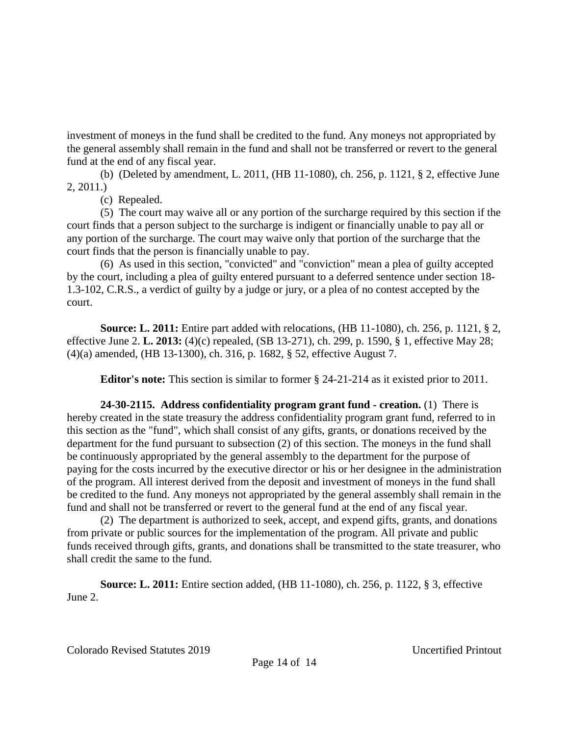investment of moneys in the fund shall be credited to the fund. Any moneys not appropriated by the general assembly shall remain in the fund and shall not be transferred or revert to the general fund at the end of any fiscal year.

(b) (Deleted by amendment, L. 2011, (HB 11-1080), ch. 256, p. 1121, § 2, effective June 2, 2011.)

(c) Repealed.

(5) The court may waive all or any portion of the surcharge required by this section if the court finds that a person subject to the surcharge is indigent or financially unable to pay all or any portion of the surcharge. The court may waive only that portion of the surcharge that the court finds that the person is financially unable to pay.

(6) As used in this section, "convicted" and "conviction" mean a plea of guilty accepted by the court, including a plea of guilty entered pursuant to a deferred sentence under section 18-1.3-102, C.R.S., a verdict of guilty by a judge or jury, or a plea of no contest accepted by the court.

**Source: L. 2011:** Entire part added with relocations, (HB 11-1080), ch. 256, p. 1121, § 2, effective June 2. **L. 2013:** (4)(c) repealed, (SB 13-271), ch. 299, p. 1590, § 1, effective May 28; (4)(a) amended, (HB 13-1300), ch. 316, p. 1682, § 52, effective August 7.

**Editor's note:** This section is similar to former § 24-21-214 as it existed prior to 2011.

**24-30-2115. Address confidentiality program grant fund - creation.** (1) There is hereby created in the state treasury the address confidentiality program grant fund, referred to in this section as the "fund", which shall consist of any gifts, grants, or donations received by the department for the fund pursuant to subsection (2) of this section. The moneys in the fund shall be continuously appropriated by the general assembly to the department for the purpose of paying for the costs incurred by the executive director or his or her designee in the administration of the program. All interest derived from the deposit and investment of moneys in the fund shall be credited to the fund. Any moneys not appropriated by the general assembly shall remain in the fund and shall not be transferred or revert to the general fund at the end of any fiscal year.

(2) The department is authorized to seek, accept, and expend gifts, grants, and donations from private or public sources for the implementation of the program. All private and public funds received through gifts, grants, and donations shall be transmitted to the state treasurer, who shall credit the same to the fund.

**Source: L. 2011:** Entire section added, (HB 11-1080), ch. 256, p. 1122, § 3, effective June 2.